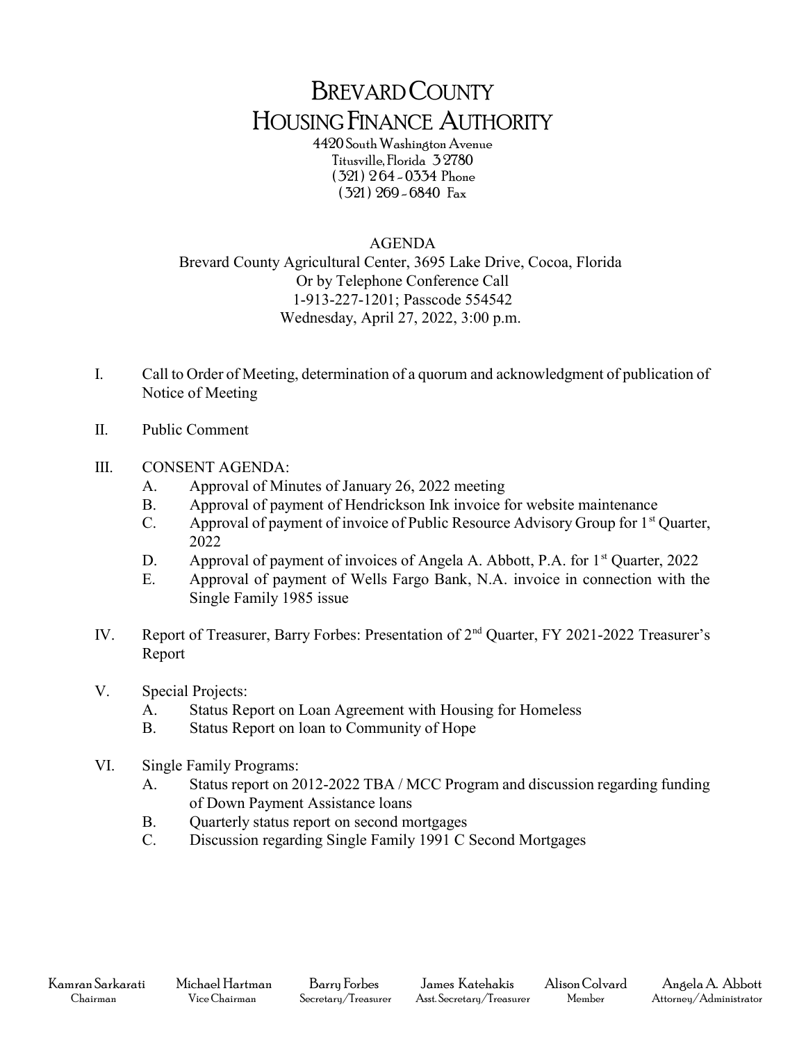# BREVARD COUNTY HOUSING FINANCE AUTHORITY

4420 South Washington Avenue
Titusville, Florida 32780
(321) 264-0334 Phone
(321) 269-6840 Fax

AGENDA

Brevard County Agricultural Center, 3695 Lake Drive, Cocoa, Florida
Or by Telephone Conference Call
1-913-227-1201; Passcode 554542
Wednesday, April 27, 2022, 3:00 p.m.

I. Call to Order of Meeting, determination of a quorum and acknowledgment of publication of Notice of Meeting

II. Public Comment

III. CONSENT AGENDA:
   A. Approval of Minutes of January 26, 2022 meeting
   B. Approval of payment of Hendrickson Ink invoice for website maintenance
   C. Approval of payment of invoice of Public Resource Advisory Group for 1st Quarter, 2022
   D. Approval of payment of invoices of Angela A. Abbott, P.A. for 1st Quarter, 2022
   E. Approval of payment of Wells Fargo Bank, N.A. invoice in connection with the Single Family 1985 issue

IV. Report of Treasurer, Barry Forbes: Presentation of 2nd Quarter, FY 2021-2022 Treasurer's Report

V. Special Projects:
   A. Status Report on Loan Agreement with Housing for Homeless
   B. Status Report on loan to Community of Hope

VI. Single Family Programs:
   A. Status report on 2012-2022 TBA / MCC Program and discussion regarding funding of Down Payment Assistance loans
   B. Quarterly status report on second mortgages
   C. Discussion regarding Single Family 1991 C Second Mortgages

| Kamran Sarkarati | Michael Hartman | Barry Forbes | James Katehakis | Alison Colvard | Angela A. Abbott |
|---|---|---|---|---|---|
| Chairman | Vice Chairman | Secretary/Treasurer | Asst. Secretary/Treasurer | Member | Attorney/Administrator |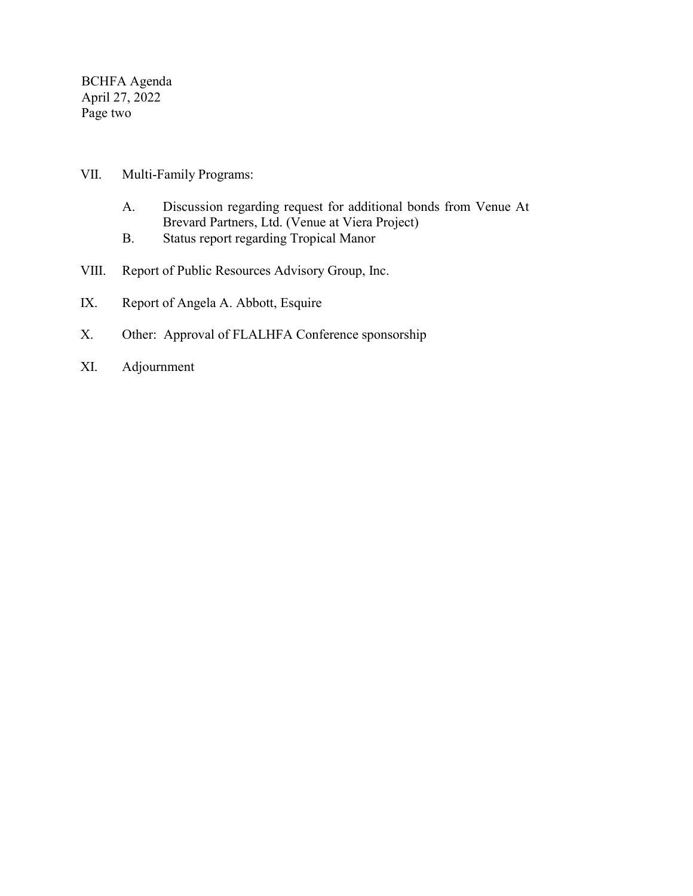VII. Multi-Family Programs:

   A. Discussion regarding request for additional bonds from Venue At Brevard Partners, Ltd. (Venue at Viera Project)

   B. Status report regarding Tropical Manor

VIII. Report of Public Resources Advisory Group, Inc.

IX. Report of Angela A. Abbott, Esquire

X. Other: Approval of FLALHFA Conference sponsorship

XI. Adjournment